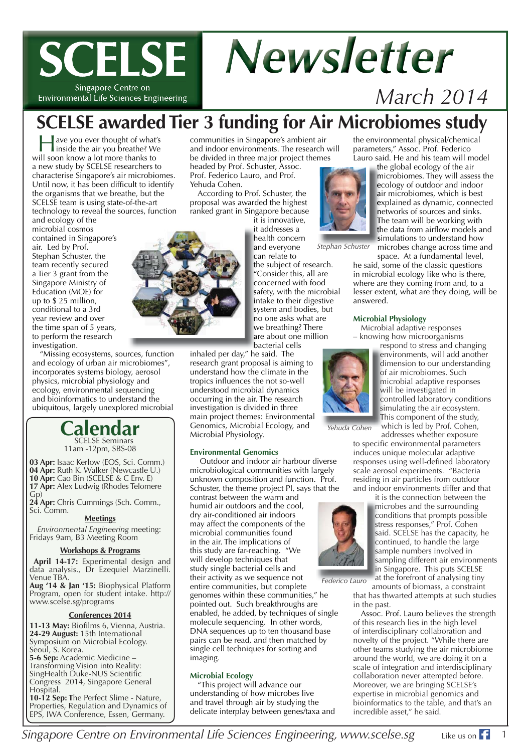# SCELSE Newsletter

Singapore Centre on Environmental Life Sciences Engineering

March 2014

## SCELSE awarded Tier 3 funding for Air Microbiomes study

Have you ever thought of what's inside the air you breathe? We will soon know a lot more thanks to a new study by SCELSE researchers to characterise Singapore's air microbiomes. Until now, it has been difficult to identify the organisms that we breathe, but the SCELSE team is using state-of-the-art technology to reveal the sources, function and ecology of the microbial cosmos contained in Singapore's air. Led by Prof. Stephan Schuster, the team recently secured a Tier 3 grant from the Singapore Ministry of Education (MOE) for up to $ 25 million, conditional to a 3rd year review and over the time span of 5 years, to perform the research investigation.

"Missing ecosystems, sources, function and ecology of urban air microbiomes", incorporates systems biology, aerosol physics, microbial physiology and ecology, environmental sequencing and bioinformatics to understand the ubiquitous, largely unexplored microbial communities in Singapore's ambient air and indoor environments. The research will be divided in three major project themes headed by Prof. Schuster, Assoc. Prof. Federico Lauro, and Prof. Yehuda Cohen.

According to Prof. Schuster, the proposal was awarded the highest ranked grant in Singapore because it is innovative, it addresses a health concern and everyone can relate to the subject of research. "Consider this, all are concerned with food safety, with the microbial intake to their digestive system and bodies, but no one asks what are we breathing? There are about one million bacterial cells inhaled per day," he said. The research grant proposal is aiming to understand how the climate in the tropics influences the not so-well understood microbial dynamics occurring in the air. The research investigation is divided in three main project themes: Environmental Genomics, Microbial Ecology, and Microbial Physiology.

### Environmental Genomics

Outdoor and indoor air harbour diverse microbiological communities with largely unknown composition and function. Prof. Schuster, the theme project PI, says that the contrast between the warm and humid air outdoors and the cool, dry air-conditioned air indoors may affect the components of the microbial communities found in the air. The implications of this study are far-reaching. "We will develop techniques that study single bacterial cells and their activity as we sequence not entire communities, but complete genomes within these communities," he pointed out. Such breakthroughs are enabled, he added, by techniques of single molecule sequencing. In other words, DNA sequences up to ten thousand base pairs can be read, and then matched by single cell techniques for sorting and imaging.

### Microbial Ecology

"This project will advance our understanding of how microbes live and travel through air by studying the delicate interplay between genes/taxa and the environmental physical/chemical parameters," Assoc. Prof. Federico Lauro said. He and his team will model the global ecology of the air microbiomes. They will assess the ecology of outdoor and indoor air microbiomes, which is best explained as dynamic, connected networks of sources and sinks. The team will be working with the data from airflow models and simulations to understand how microbes change across time and space. At a fundamental level, he said, some of the classic questions in microbial ecology like who is there, where are they coming from and, to a lesser extent, what are they doing, will be answered.

*Stephan Schuster*

### Microbial Physiology

Microbial adaptive responses – knowing how microorganisms respond to stress and changing environments, will add another dimension to our understanding of air microbiomes. Such microbial adaptive responses will be investigated in controlled laboratory conditions simulating the air ecosystem. This component of the study, which is led by Prof. Cohen, addresses whether exposure to specific environmental parameters induces unique molecular adaptive responses using well-defined laboratory scale aerosol experiments. "Bacteria residing in air particles from outdoor and indoor environments differ and that it is the connection between the microbes and the surrounding conditions that prompts possible stress responses," Prof. Cohen said. SCELSE has the capacity, he continued, to handle the large sample numbers involved in sampling different air environments in Singapore. This puts SCELSE at the forefront of analysing tiny amounts of biomass, a constraint that has thwarted attempts at such studies in the past.

*Yehuda Cohen*

Assoc. Prof. Lauro believes the strength of this research lies in the high level of interdisciplinary collaboration and novelty of the project. "While there are other teams studying the air microbiome around the world, we are doing it on a scale of integration and interdisciplinary collaboration never attempted before. Moreover, we are bringing SCELSE's expertise in microbial genomics and bioinformatics to the table, and that's an incredible asset," he said.

*Federico Lauro*

## Calendar

SCELSE Seminars
11am -12pm, SBS-08

**03 Apr:** Isaac Kerlow (EOS, Sci. Comm.)
**04 Apr:** Ruth K. Walker (Newcastle U.)
**10 Apr:** Cao Bin (SCELSE & C Env. E)
**17 Apr:** Alex Ludwig (Rhodes Telomere Gp)
**24 Apr:** Chris Cummings (Sch. Comm., Sci. Comm.

### Meetings

*Environmental Engineering* meeting: Fridays 9am, B3 Meeting Room

### Workshops & Programs

**April 14-17:** Experimental design and data analysis., Dr Ezequiel Marzinelli. Venue TBA.
**Aug '14 & Jan '15:** Biophysical Platform Program, open for student intake. http://www.scelse.sg/programs

### Conferences 2014

**11-13 May:** Biofilms 6, Vienna, Austria.
**24-29 August:** 15th International Symposium on Microbial Ecology. Seoul, S. Korea.
**5-6 Sep:** Academic Medicine – Transforming Vision into Reality: SingHealth Duke-NUS Scientific Congress 2014, Singapore General Hospital.
**10-12 Sep:** The Perfect Slime - Nature, Properties, Regulation and Dynamics of EPS, IWA Conference, Essen, Germany.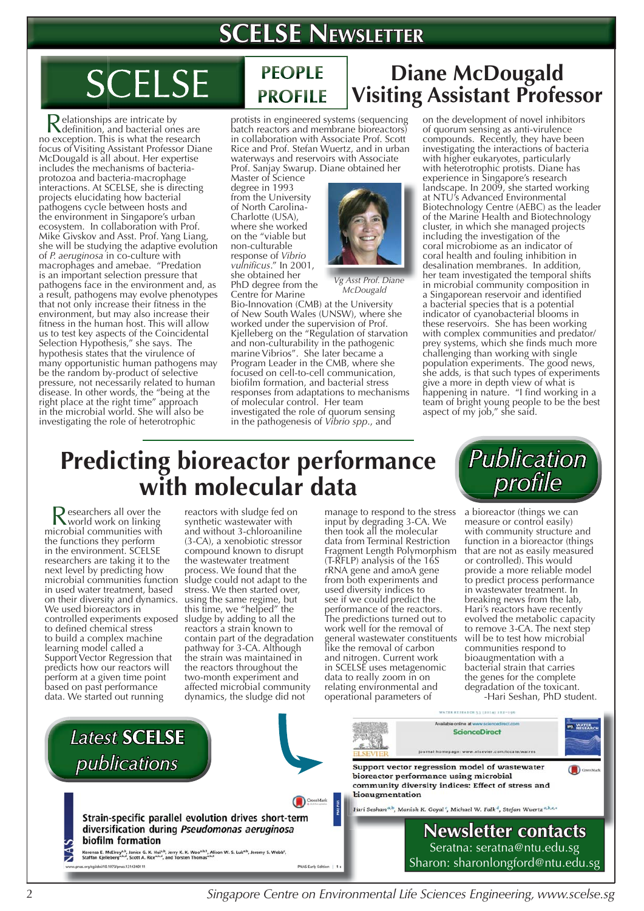# SCELSE

## PEOPLE PROFILE

## Diane McDougald Visiting Assistant Professor

Relationships are intricate by definition, and bacterial ones are no exception. This is what the research focus of Visiting Assistant Professor Diane McDougald is all about. Her expertise includes the mechanisms of bacteria-protozoa and bacteria-macrophage interactions. At SCELSE, she is directing projects elucidating how bacterial pathogens cycle between hosts and the environment in Singapore's urban ecosystem. In collaboration with Prof. Mike Givskov and Asst. Prof. Yang Liang, she will be studying the adaptive evolution of *P. aeruginosa* in co-culture with macrophages and amebae. "Predation is an important selection pressure that pathogens face in the environment and, as a result, pathogens may evolve phenotypes that not only increase their fitness in the environment, but may also increase their fitness in the human host. This will allow us to test key aspects of the Coincidental Selection Hypothesis," she says. The hypothesis states that the virulence of many opportunistic human pathogens may be the random by-product of selective pressure, not necessarily related to human disease. In other words, the "being at the right place at the right time" approach in the microbial world. She will also be investigating the role of heterotrophic protists in engineered systems (sequencing batch reactors and membrane bioreactors) in collaboration with Associate Prof. Scott Rice and Prof. Stefan Wuertz, and in urban waterways and reservoirs with Associate Prof. Sanjay Swarup. Diane obtained her Master of Science degree in 1993 from the University of North Carolina-Charlotte (USA), where she worked on the "viable but non-culturable response of *Vibrio vulnificus*." In 2001, she obtained her PhD degree from the Centre for Marine Bio-Innovation (CMB) at the University of New South Wales (UNSW), where she worked under the supervision of Prof. Kjelleberg on the "Regulation of starvation and non-culturability in the pathogenic marine Vibrios". She later became a Program Leader in the CMB, where she focused on cell-to-cell communication, biofilm formation, and bacterial stress responses from adaptations to mechanisms of molecular control. Her team investigated the role of quorum sensing in the pathogenesis of *Vibrio spp.*, and on the development of novel inhibitors of quorum sensing as anti-virulence compounds. Recently, they have been investigating the interactions of bacteria with higher eukaryotes, particularly with heterotrophic protists. Diane has experience in Singapore's research landscape. In 2009, she started working at NTU's Advanced Environmental Biotechnology Centre (AEBC) as the leader of the Marine Health and Biotechnology cluster, in which she managed projects including the investigation of the coral microbiome as an indicator of coral health and fouling inhibition in desalination membranes. In addition, her team investigated the temporal shifts in microbial community composition in a Singaporean reservoir and identified a bacterial species that is a potential indicator of cyanobacterial blooms in these reservoirs. She has been working with complex communities and predator/prey systems, which she finds much more challenging than working with single population experiments. The good news, she adds, is that such types of experiments give a more in depth view of what is happening in nature. "I find working in a team of bright young people to be the best aspect of my job," she said.

*Vg Asst Prof. Diane McDougald*

## Predicting bioreactor performance with molecular data

*Publication profile*

Researchers all over the world work on linking microbial communities with the functions they perform in the environment. SCELSE researchers are taking it to the next level by predicting how microbial communities function in used water treatment, based on their diversity and dynamics. We used bioreactors in controlled experiments exposed to defined chemical stress to build a complex machine learning model called a Support Vector Regression that predicts how our reactors will perform at a given time point based on past performance data. We started out running reactors with sludge fed on synthetic wastewater with and without 3-chloroaniline (3-CA), a xenobiotic stressor compound known to disrupt the wastewater treatment process. We found that the sludge could not adapt to the stress. We then started over, using the same regime, but this time, we "helped" the sludge by adding to all the reactors a strain known to contain part of the degradation pathway for 3-CA. Although the strain was maintained in the reactors throughout the two-month experiment and affected microbial community dynamics, the sludge did not manage to respond to the stress input by degrading 3-CA. We then took all the molecular data from Terminal Restriction Fragment Length Polymorphism (T-RFLP) analysis of the 16S rRNA gene and amoA gene from both experiments and used diversity indices to see if we could predict the performance of the reactors. The predictions turned out to work well for the removal of general wastewater constituents like the removal of carbon and nitrogen. Current work in SCELSE uses metagenomic data to really zoom in on relating environmental and operational parameters of a bioreactor (things we can measure or control easily) with community structure and function in a bioreactor (things that are not as easily measured or controlled). This would provide a more reliable model to predict process performance in wastewater treatment. In breaking news from the lab, Hari's reactors have recently evolved the metabolic capacity to remove 3-CA. The next step will be to test how microbial communities respond to bioaugmentation with a bacterial strain that carries the genes for the complete degradation of the toxicant.

-Hari Seshan, PhD student.

## Latest SCELSE publications

**Strain-specific parallel evolution drives short-term diversification during *Pseudomonas aeruginosa* biofilm formation**

Kerensa E. McElroy, Janice G. K. Hui, Jerry K. K. Woo, Alison W. S. Luk, Jeremy S. Webb, Staffan Kjelleberg, Scott A. Rice, and Torsten Thomas

**Support vector regression model of wastewater bioreactor performance using microbial community diversity indices: Effect of stress and bioaugmentation**

Hari Seshan, Manish K. Goyal, Michael W. Falk, Stefan Wuertz

## Newsletter contacts

Seratna: seratna@ntu.edu.sg

Sharon: sharonlongford@ntu.edu.sg

*Singapore Centre on Environmental Life Sciences Engineering, www.scelse.sg*